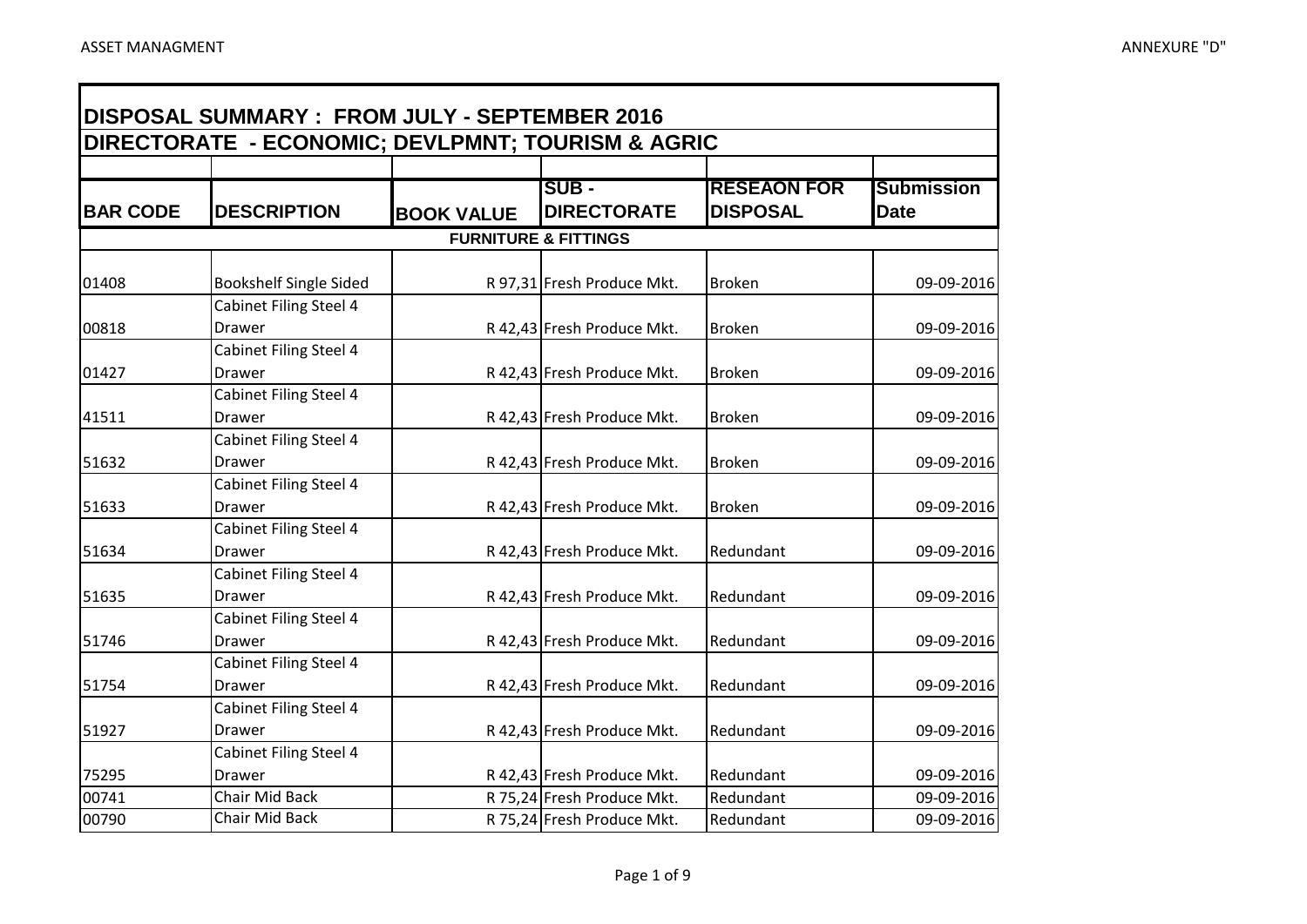## DISPOSAL SUMMARY : FROM JULY - SEPTEMBER 2016

## DIRECTORATE - ECONOMIC; DEVLPMNT; TOURISM & AGRIC

| BAR CODE | DESCRIPTION | BOOK VALUE | SUB - DIRECTORATE | RESEAON FOR DISPOSAL | Submission Date |
|---|---|---|---|---|---|
| | | FURNITURE & FITTINGS | | | |
| 01408 | Bookshelf Single Sided | R 97,31 | Fresh Produce Mkt. | Broken | 09-09-2016 |
| 00818 | Cabinet Filing Steel 4 Drawer | R 42,43 | Fresh Produce Mkt. | Broken | 09-09-2016 |
| 01427 | Cabinet Filing Steel 4 Drawer | R 42,43 | Fresh Produce Mkt. | Broken | 09-09-2016 |
| 41511 | Cabinet Filing Steel 4 Drawer | R 42,43 | Fresh Produce Mkt. | Broken | 09-09-2016 |
| 51632 | Cabinet Filing Steel 4 Drawer | R 42,43 | Fresh Produce Mkt. | Broken | 09-09-2016 |
| 51633 | Cabinet Filing Steel 4 Drawer | R 42,43 | Fresh Produce Mkt. | Broken | 09-09-2016 |
| 51634 | Cabinet Filing Steel 4 Drawer | R 42,43 | Fresh Produce Mkt. | Redundant | 09-09-2016 |
| 51635 | Cabinet Filing Steel 4 Drawer | R 42,43 | Fresh Produce Mkt. | Redundant | 09-09-2016 |
| 51746 | Cabinet Filing Steel 4 Drawer | R 42,43 | Fresh Produce Mkt. | Redundant | 09-09-2016 |
| 51754 | Cabinet Filing Steel 4 Drawer | R 42,43 | Fresh Produce Mkt. | Redundant | 09-09-2016 |
| 51927 | Cabinet Filing Steel 4 Drawer | R 42,43 | Fresh Produce Mkt. | Redundant | 09-09-2016 |
| 75295 | Cabinet Filing Steel 4 Drawer | R 42,43 | Fresh Produce Mkt. | Redundant | 09-09-2016 |
| 00741 | Chair Mid Back | R 75,24 | Fresh Produce Mkt. | Redundant | 09-09-2016 |
| 00790 | Chair Mid Back | R 75,24 | Fresh Produce Mkt. | Redundant | 09-09-2016 |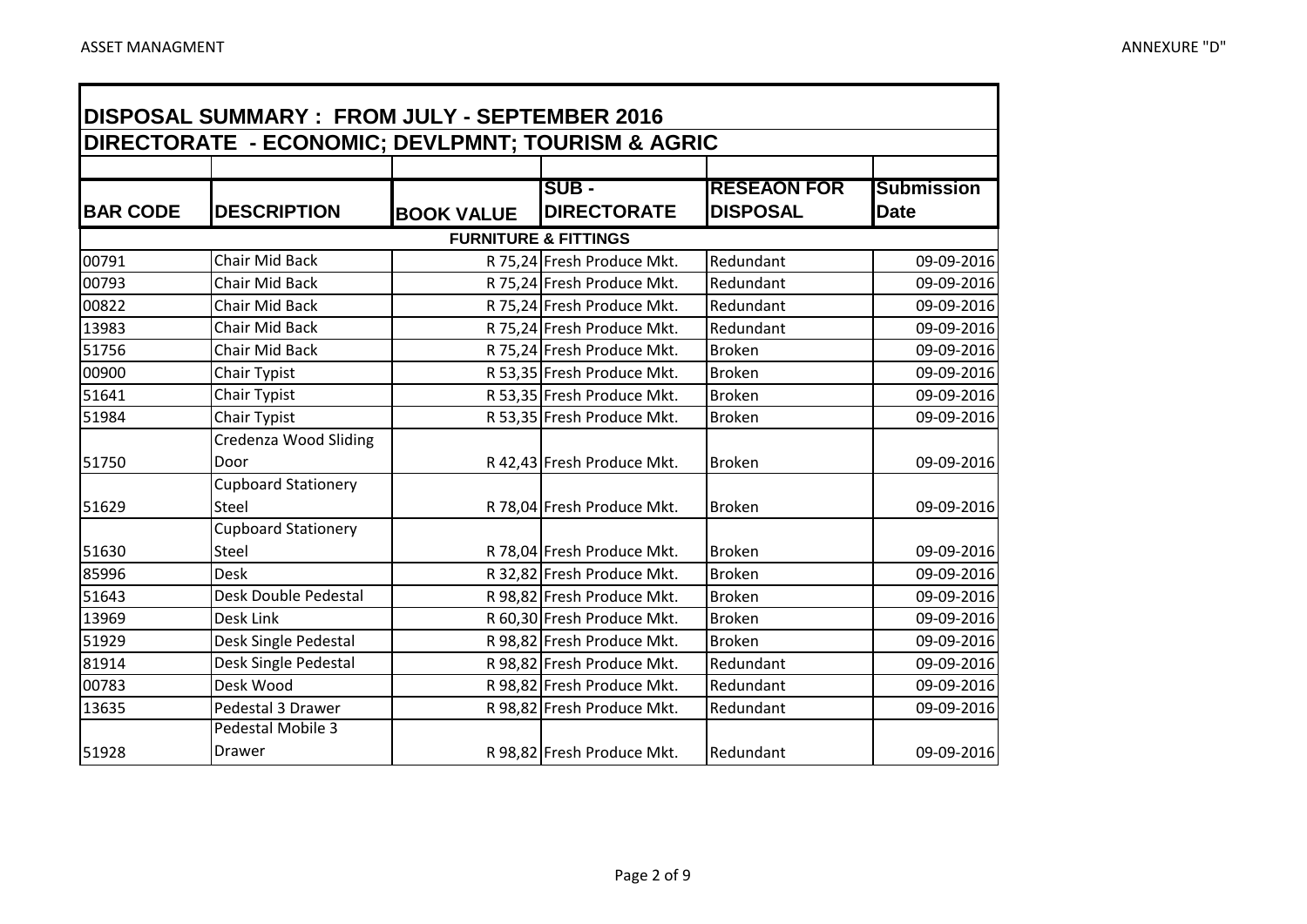ASSET MANAGMENT

ANNEXURE "D"

## DISPOSAL SUMMARY : FROM JULY - SEPTEMBER 2016

## DIRECTORATE - ECONOMIC; DEVLPMNT; TOURISM & AGRIC

| BAR CODE | DESCRIPTION | BOOK VALUE | SUB - DIRECTORATE | RESEAON FOR DISPOSAL | Submission Date |
|---|---|---|---|---|---|
| **FURNITURE & FITTINGS** | | | | | |
| 00791 | Chair Mid Back | R 75,24 | Fresh Produce Mkt. | Redundant | 09-09-2016 |
| 00793 | Chair Mid Back | R 75,24 | Fresh Produce Mkt. | Redundant | 09-09-2016 |
| 00822 | Chair Mid Back | R 75,24 | Fresh Produce Mkt. | Redundant | 09-09-2016 |
| 13983 | Chair Mid Back | R 75,24 | Fresh Produce Mkt. | Redundant | 09-09-2016 |
| 51756 | Chair Mid Back | R 75,24 | Fresh Produce Mkt. | Broken | 09-09-2016 |
| 00900 | Chair Typist | R 53,35 | Fresh Produce Mkt. | Broken | 09-09-2016 |
| 51641 | Chair Typist | R 53,35 | Fresh Produce Mkt. | Broken | 09-09-2016 |
| 51984 | Chair Typist | R 53,35 | Fresh Produce Mkt. | Broken | 09-09-2016 |
| 51750 | Credenza Wood Sliding Door | R 42,43 | Fresh Produce Mkt. | Broken | 09-09-2016 |
| 51629 | Cupboard Stationery Steel | R 78,04 | Fresh Produce Mkt. | Broken | 09-09-2016 |
| 51630 | Cupboard Stationery Steel | R 78,04 | Fresh Produce Mkt. | Broken | 09-09-2016 |
| 85996 | Desk | R 32,82 | Fresh Produce Mkt. | Broken | 09-09-2016 |
| 51643 | Desk Double Pedestal | R 98,82 | Fresh Produce Mkt. | Broken | 09-09-2016 |
| 13969 | Desk Link | R 60,30 | Fresh Produce Mkt. | Broken | 09-09-2016 |
| 51929 | Desk Single Pedestal | R 98,82 | Fresh Produce Mkt. | Broken | 09-09-2016 |
| 81914 | Desk Single Pedestal | R 98,82 | Fresh Produce Mkt. | Redundant | 09-09-2016 |
| 00783 | Desk Wood | R 98,82 | Fresh Produce Mkt. | Redundant | 09-09-2016 |
| 13635 | Pedestal 3 Drawer | R 98,82 | Fresh Produce Mkt. | Redundant | 09-09-2016 |
| 51928 | Pedestal Mobile 3 Drawer | R 98,82 | Fresh Produce Mkt. | Redundant | 09-09-2016 |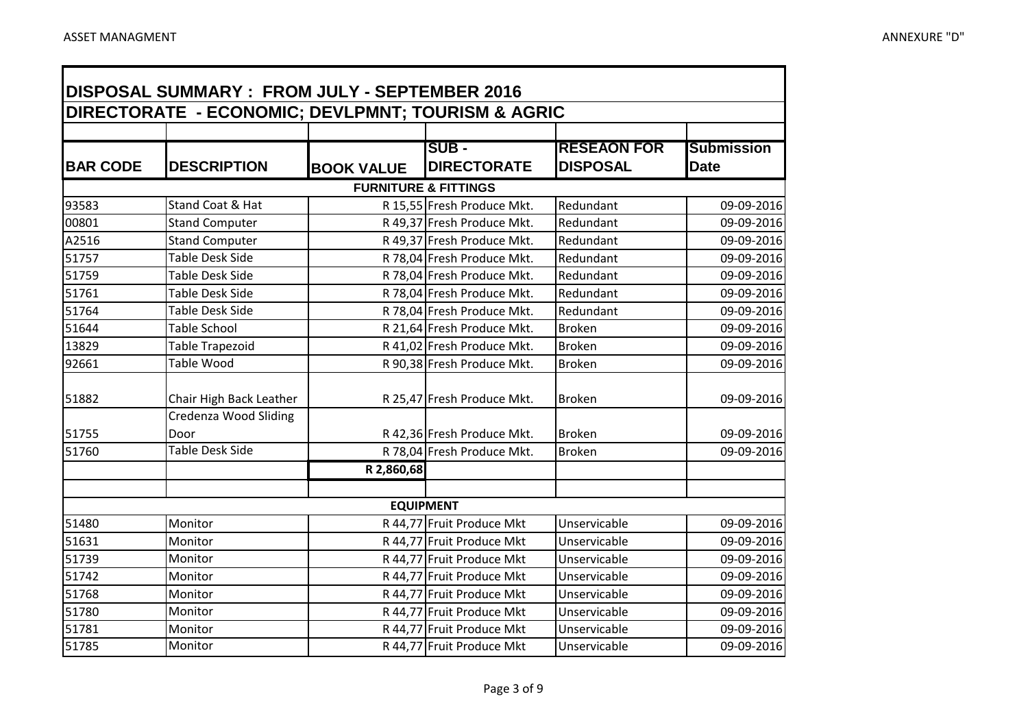## DISPOSAL SUMMARY : FROM JULY - SEPTEMBER 2016
## DIRECTORATE - ECONOMIC; DEVLPMNT; TOURISM & AGRIC

| BAR CODE | DESCRIPTION | BOOK VALUE | SUB - DIRECTORATE | RESEAON FOR DISPOSAL | Submission Date |
|---|---|---|---|---|---|
| | | **FURNITURE & FITTINGS** | | | |
| 93583 | Stand Coat & Hat | R 15,55 | Fresh Produce Mkt. | Redundant | 09-09-2016 |
| 00801 | Stand Computer | R 49,37 | Fresh Produce Mkt. | Redundant | 09-09-2016 |
| A2516 | Stand Computer | R 49,37 | Fresh Produce Mkt. | Redundant | 09-09-2016 |
| 51757 | Table Desk Side | R 78,04 | Fresh Produce Mkt. | Redundant | 09-09-2016 |
| 51759 | Table Desk Side | R 78,04 | Fresh Produce Mkt. | Redundant | 09-09-2016 |
| 51761 | Table Desk Side | R 78,04 | Fresh Produce Mkt. | Redundant | 09-09-2016 |
| 51764 | Table Desk Side | R 78,04 | Fresh Produce Mkt. | Redundant | 09-09-2016 |
| 51644 | Table School | R 21,64 | Fresh Produce Mkt. | Broken | 09-09-2016 |
| 13829 | Table Trapezoid | R 41,02 | Fresh Produce Mkt. | Broken | 09-09-2016 |
| 92661 | Table Wood | R 90,38 | Fresh Produce Mkt. | Broken | 09-09-2016 |
| 51882 | Chair High Back Leather | R 25,47 | Fresh Produce Mkt. | Broken | 09-09-2016 |
| 51755 | Credenza Wood Sliding Door | R 42,36 | Fresh Produce Mkt. | Broken | 09-09-2016 |
| 51760 | Table Desk Side | R 78,04 | Fresh Produce Mkt. | Broken | 09-09-2016 |
| | | **R 2,860,68** | | | |
| | | | | | |
| | | **EQUIPMENT** | | | |
| 51480 | Monitor | R 44,77 | Fruit Produce Mkt | Unservicable | 09-09-2016 |
| 51631 | Monitor | R 44,77 | Fruit Produce Mkt | Unservicable | 09-09-2016 |
| 51739 | Monitor | R 44,77 | Fruit Produce Mkt | Unservicable | 09-09-2016 |
| 51742 | Monitor | R 44,77 | Fruit Produce Mkt | Unservicable | 09-09-2016 |
| 51768 | Monitor | R 44,77 | Fruit Produce Mkt | Unservicable | 09-09-2016 |
| 51780 | Monitor | R 44,77 | Fruit Produce Mkt | Unservicable | 09-09-2016 |
| 51781 | Monitor | R 44,77 | Fruit Produce Mkt | Unservicable | 09-09-2016 |
| 51785 | Monitor | R 44,77 | Fruit Produce Mkt | Unservicable | 09-09-2016 |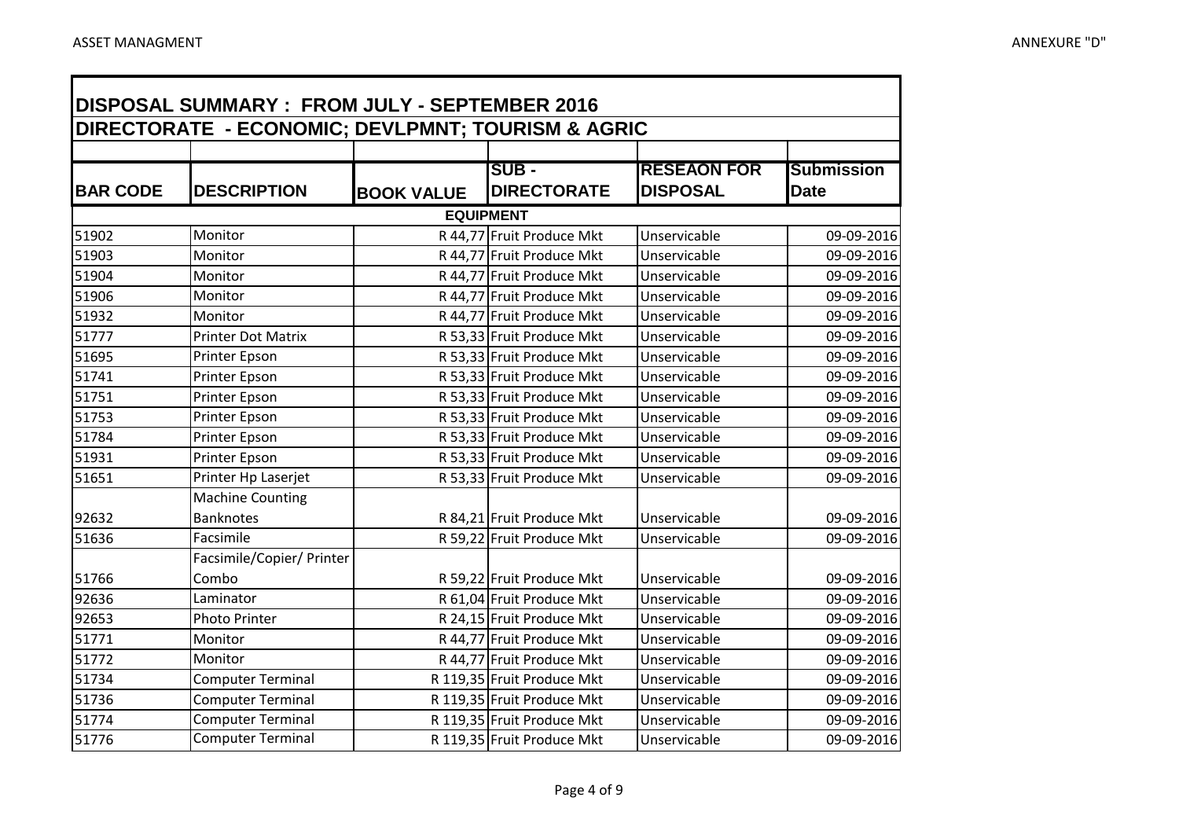ASSET MANAGMENT

ANNEXURE "D"

| DISPOSAL SUMMARY : FROM JULY - SEPTEMBER 2016 | | | | | |
|---|---|---|---|---|---|
| **DIRECTORATE - ECONOMIC; DEVLPMNT; TOURISM & AGRIC** | | | | | |
| **BAR CODE** | **DESCRIPTION** | **BOOK VALUE** | **SUB - DIRECTORATE** | **RESEAON FOR DISPOSAL** | **Submission Date** |
| | | **EQUIPMENT** | | | |
| 51902 | Monitor | R 44,77 | Fruit Produce Mkt | Unservicable | 09-09-2016 |
| 51903 | Monitor | R 44,77 | Fruit Produce Mkt | Unservicable | 09-09-2016 |
| 51904 | Monitor | R 44,77 | Fruit Produce Mkt | Unservicable | 09-09-2016 |
| 51906 | Monitor | R 44,77 | Fruit Produce Mkt | Unservicable | 09-09-2016 |
| 51932 | Monitor | R 44,77 | Fruit Produce Mkt | Unservicable | 09-09-2016 |
| 51777 | Printer Dot Matrix | R 53,33 | Fruit Produce Mkt | Unservicable | 09-09-2016 |
| 51695 | Printer Epson | R 53,33 | Fruit Produce Mkt | Unservicable | 09-09-2016 |
| 51741 | Printer Epson | R 53,33 | Fruit Produce Mkt | Unservicable | 09-09-2016 |
| 51751 | Printer Epson | R 53,33 | Fruit Produce Mkt | Unservicable | 09-09-2016 |
| 51753 | Printer Epson | R 53,33 | Fruit Produce Mkt | Unservicable | 09-09-2016 |
| 51784 | Printer Epson | R 53,33 | Fruit Produce Mkt | Unservicable | 09-09-2016 |
| 51931 | Printer Epson | R 53,33 | Fruit Produce Mkt | Unservicable | 09-09-2016 |
| 51651 | Printer Hp Laserjet | R 53,33 | Fruit Produce Mkt | Unservicable | 09-09-2016 |
| 92632 | Machine Counting Banknotes | R 84,21 | Fruit Produce Mkt | Unservicable | 09-09-2016 |
| 51636 | Facsimile | R 59,22 | Fruit Produce Mkt | Unservicable | 09-09-2016 |
| 51766 | Facsimile/Copier/ Printer Combo | R 59,22 | Fruit Produce Mkt | Unservicable | 09-09-2016 |
| 92636 | Laminator | R 61,04 | Fruit Produce Mkt | Unservicable | 09-09-2016 |
| 92653 | Photo Printer | R 24,15 | Fruit Produce Mkt | Unservicable | 09-09-2016 |
| 51771 | Monitor | R 44,77 | Fruit Produce Mkt | Unservicable | 09-09-2016 |
| 51772 | Monitor | R 44,77 | Fruit Produce Mkt | Unservicable | 09-09-2016 |
| 51734 | Computer Terminal | R 119,35 | Fruit Produce Mkt | Unservicable | 09-09-2016 |
| 51736 | Computer Terminal | R 119,35 | Fruit Produce Mkt | Unservicable | 09-09-2016 |
| 51774 | Computer Terminal | R 119,35 | Fruit Produce Mkt | Unservicable | 09-09-2016 |
| 51776 | Computer Terminal | R 119,35 | Fruit Produce Mkt | Unservicable | 09-09-2016 |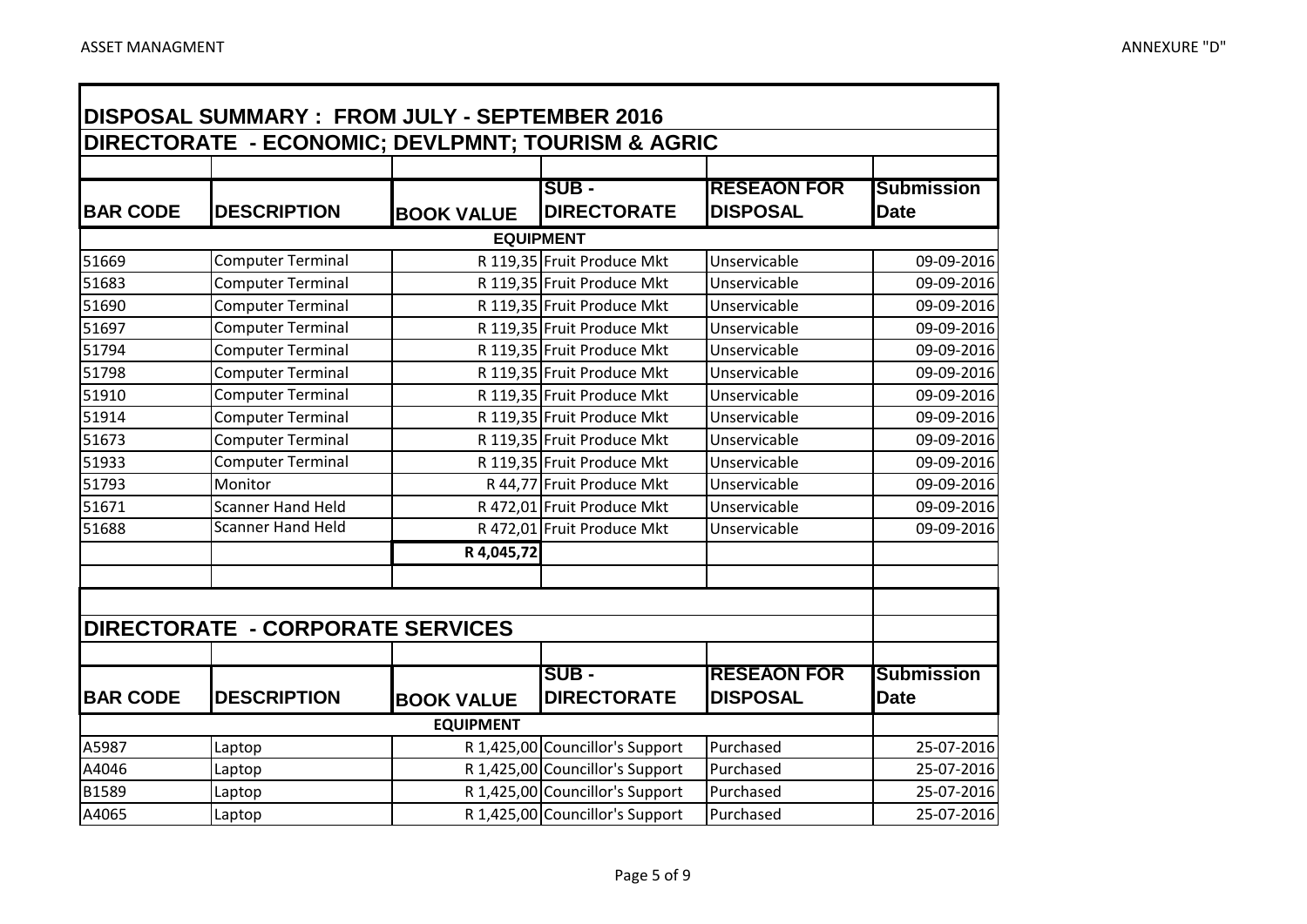# DISPOSAL SUMMARY : FROM JULY - SEPTEMBER 2016

## DIRECTORATE - ECONOMIC; DEVLPMNT; TOURISM & AGRIC

| BAR CODE | DESCRIPTION | BOOK VALUE | SUB - DIRECTORATE | RESEAON FOR DISPOSAL | Submission Date |
|---|---|---|---|---|---|
| | | **EQUIPMENT** | | | |
| 51669 | Computer Terminal | R 119,35 | Fruit Produce Mkt | Unservicable | 09-09-2016 |
| 51683 | Computer Terminal | R 119,35 | Fruit Produce Mkt | Unservicable | 09-09-2016 |
| 51690 | Computer Terminal | R 119,35 | Fruit Produce Mkt | Unservicable | 09-09-2016 |
| 51697 | Computer Terminal | R 119,35 | Fruit Produce Mkt | Unservicable | 09-09-2016 |
| 51794 | Computer Terminal | R 119,35 | Fruit Produce Mkt | Unservicable | 09-09-2016 |
| 51798 | Computer Terminal | R 119,35 | Fruit Produce Mkt | Unservicable | 09-09-2016 |
| 51910 | Computer Terminal | R 119,35 | Fruit Produce Mkt | Unservicable | 09-09-2016 |
| 51914 | Computer Terminal | R 119,35 | Fruit Produce Mkt | Unservicable | 09-09-2016 |
| 51673 | Computer Terminal | R 119,35 | Fruit Produce Mkt | Unservicable | 09-09-2016 |
| 51933 | Computer Terminal | R 119,35 | Fruit Produce Mkt | Unservicable | 09-09-2016 |
| 51793 | Monitor | R 44,77 | Fruit Produce Mkt | Unservicable | 09-09-2016 |
| 51671 | Scanner Hand Held | R 472,01 | Fruit Produce Mkt | Unservicable | 09-09-2016 |
| 51688 | Scanner Hand Held | R 472,01 | Fruit Produce Mkt | Unservicable | 09-09-2016 |
| | | **R 4,045,72** | | | |

## DIRECTORATE - CORPORATE SERVICES

| BAR CODE | DESCRIPTION | BOOK VALUE | SUB - DIRECTORATE | RESEAON FOR DISPOSAL | Submission Date |
|---|---|---|---|---|---|
| | | **EQUIPMENT** | | | |
| A5987 | Laptop | R 1,425,00 | Councillor's Support | Purchased | 25-07-2016 |
| A4046 | Laptop | R 1,425,00 | Councillor's Support | Purchased | 25-07-2016 |
| B1589 | Laptop | R 1,425,00 | Councillor's Support | Purchased | 25-07-2016 |
| A4065 | Laptop | R 1,425,00 | Councillor's Support | Purchased | 25-07-2016 |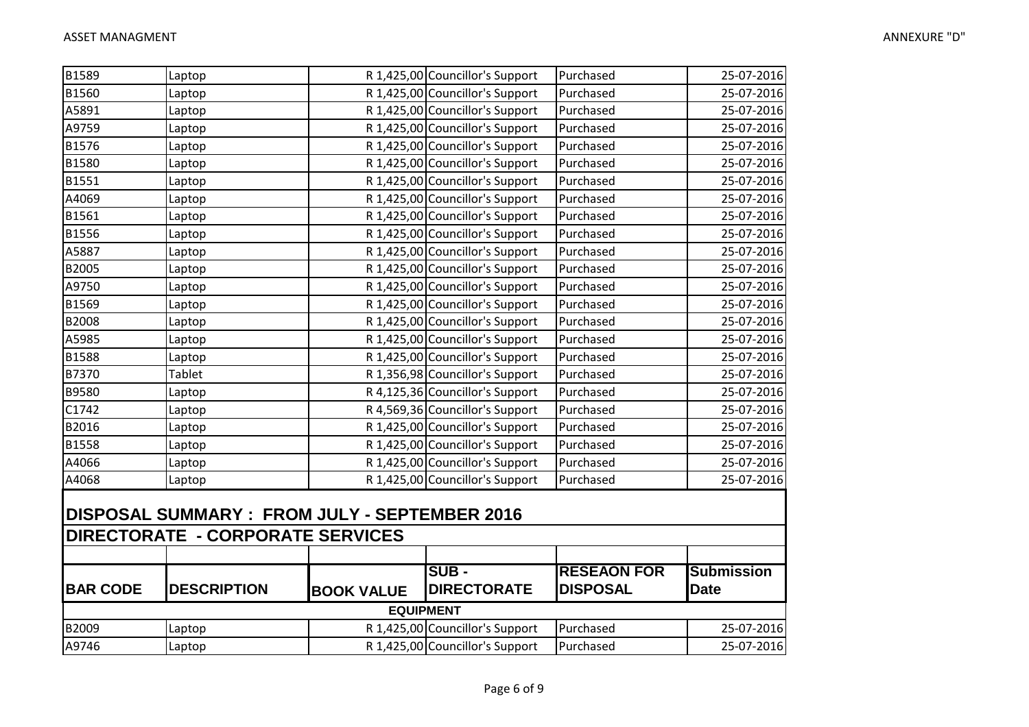| | | | | | |
|---|---|---|---|---|---|
| B1589 | Laptop | R 1,425,00 | Councillor's Support | Purchased | 25-07-2016 |
| B1560 | Laptop | R 1,425,00 | Councillor's Support | Purchased | 25-07-2016 |
| A5891 | Laptop | R 1,425,00 | Councillor's Support | Purchased | 25-07-2016 |
| A9759 | Laptop | R 1,425,00 | Councillor's Support | Purchased | 25-07-2016 |
| B1576 | Laptop | R 1,425,00 | Councillor's Support | Purchased | 25-07-2016 |
| B1580 | Laptop | R 1,425,00 | Councillor's Support | Purchased | 25-07-2016 |
| B1551 | Laptop | R 1,425,00 | Councillor's Support | Purchased | 25-07-2016 |
| A4069 | Laptop | R 1,425,00 | Councillor's Support | Purchased | 25-07-2016 |
| B1561 | Laptop | R 1,425,00 | Councillor's Support | Purchased | 25-07-2016 |
| B1556 | Laptop | R 1,425,00 | Councillor's Support | Purchased | 25-07-2016 |
| A5887 | Laptop | R 1,425,00 | Councillor's Support | Purchased | 25-07-2016 |
| B2005 | Laptop | R 1,425,00 | Councillor's Support | Purchased | 25-07-2016 |
| A9750 | Laptop | R 1,425,00 | Councillor's Support | Purchased | 25-07-2016 |
| B1569 | Laptop | R 1,425,00 | Councillor's Support | Purchased | 25-07-2016 |
| B2008 | Laptop | R 1,425,00 | Councillor's Support | Purchased | 25-07-2016 |
| A5985 | Laptop | R 1,425,00 | Councillor's Support | Purchased | 25-07-2016 |
| B1588 | Laptop | R 1,425,00 | Councillor's Support | Purchased | 25-07-2016 |
| B7370 | Tablet | R 1,356,98 | Councillor's Support | Purchased | 25-07-2016 |
| B9580 | Laptop | R 4,125,36 | Councillor's Support | Purchased | 25-07-2016 |
| C1742 | Laptop | R 4,569,36 | Councillor's Support | Purchased | 25-07-2016 |
| B2016 | Laptop | R 1,425,00 | Councillor's Support | Purchased | 25-07-2016 |
| B1558 | Laptop | R 1,425,00 | Councillor's Support | Purchased | 25-07-2016 |
| A4066 | Laptop | R 1,425,00 | Councillor's Support | Purchased | 25-07-2016 |
| A4068 | Laptop | R 1,425,00 | Councillor's Support | Purchased | 25-07-2016 |

## DISPOSAL SUMMARY : FROM JULY - SEPTEMBER 2016

## DIRECTORATE - CORPORATE SERVICES

| BAR CODE | DESCRIPTION | BOOK VALUE | SUB - DIRECTORATE | RESEAON FOR DISPOSAL | Submission Date |
|---|---|---|---|---|---|
| **EQUIPMENT** | | | | | |
| B2009 | Laptop | R 1,425,00 | Councillor's Support | Purchased | 25-07-2016 |
| A9746 | Laptop | R 1,425,00 | Councillor's Support | Purchased | 25-07-2016 |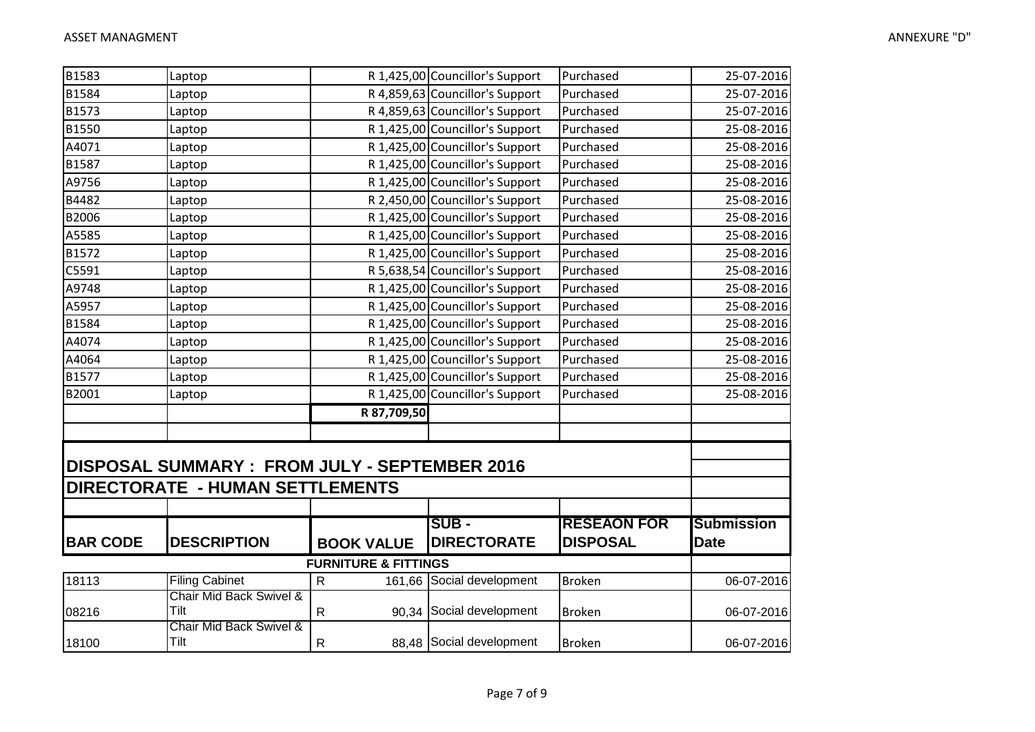| | | | | | |
|---|---|---|---|---|---|
| B1583 | Laptop | R 1,425,00 | Councillor's Support | Purchased | 25-07-2016 |
| B1584 | Laptop | R 4,859,63 | Councillor's Support | Purchased | 25-07-2016 |
| B1573 | Laptop | R 4,859,63 | Councillor's Support | Purchased | 25-07-2016 |
| B1550 | Laptop | R 1,425,00 | Councillor's Support | Purchased | 25-08-2016 |
| A4071 | Laptop | R 1,425,00 | Councillor's Support | Purchased | 25-08-2016 |
| B1587 | Laptop | R 1,425,00 | Councillor's Support | Purchased | 25-08-2016 |
| A9756 | Laptop | R 1,425,00 | Councillor's Support | Purchased | 25-08-2016 |
| B4482 | Laptop | R 2,450,00 | Councillor's Support | Purchased | 25-08-2016 |
| B2006 | Laptop | R 1,425,00 | Councillor's Support | Purchased | 25-08-2016 |
| A5585 | Laptop | R 1,425,00 | Councillor's Support | Purchased | 25-08-2016 |
| B1572 | Laptop | R 1,425,00 | Councillor's Support | Purchased | 25-08-2016 |
| C5591 | Laptop | R 5,638,54 | Councillor's Support | Purchased | 25-08-2016 |
| A9748 | Laptop | R 1,425,00 | Councillor's Support | Purchased | 25-08-2016 |
| A5957 | Laptop | R 1,425,00 | Councillor's Support | Purchased | 25-08-2016 |
| B1584 | Laptop | R 1,425,00 | Councillor's Support | Purchased | 25-08-2016 |
| A4074 | Laptop | R 1,425,00 | Councillor's Support | Purchased | 25-08-2016 |
| A4064 | Laptop | R 1,425,00 | Councillor's Support | Purchased | 25-08-2016 |
| B1577 | Laptop | R 1,425,00 | Councillor's Support | Purchased | 25-08-2016 |
| B2001 | Laptop | R 1,425,00 | Councillor's Support | Purchased | 25-08-2016 |
| | | **R 87,709,50** | | | |

## DISPOSAL SUMMARY : FROM JULY - SEPTEMBER 2016

## DIRECTORATE - HUMAN SETTLEMENTS

| BAR CODE | DESCRIPTION | BOOK VALUE | SUB - DIRECTORATE | RESEAON FOR DISPOSAL | Submission Date |
|---|---|---|---|---|---|
| | | **FURNITURE & FITTINGS** | | | |
| 18113 | Filing Cabinet | R 161,66 | Social development | Broken | 06-07-2016 |
| 08216 | Chair Mid Back Swivel & Tilt | R 90,34 | Social development | Broken | 06-07-2016 |
| 18100 | Chair Mid Back Swivel & Tilt | R 88,48 | Social development | Broken | 06-07-2016 |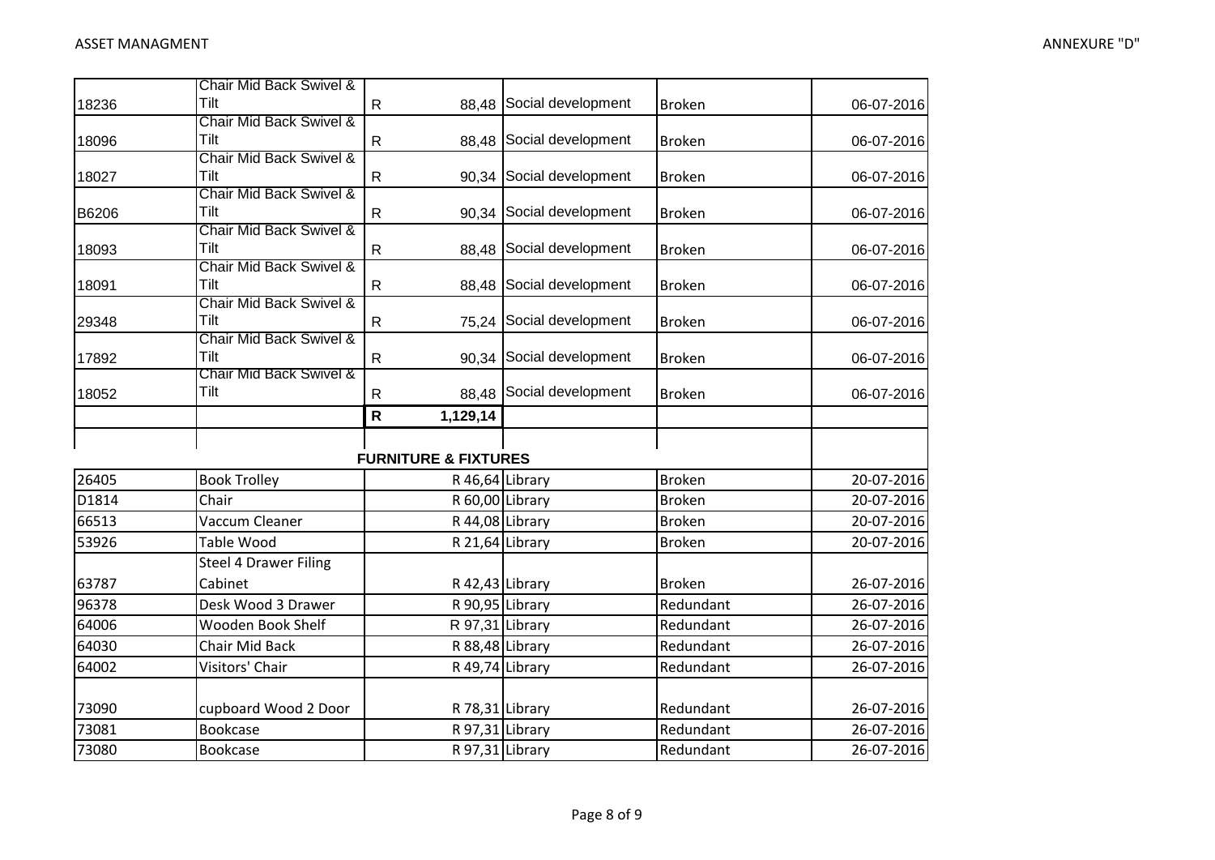| | | | | | |
|---|---|---|---|---|---|
| 18236 | Chair Mid Back Swivel & Tilt | R 88,48 | Social development | Broken | 06-07-2016 |
| 18096 | Chair Mid Back Swivel & Tilt | R 88,48 | Social development | Broken | 06-07-2016 |
| 18027 | Chair Mid Back Swivel & Tilt | R 90,34 | Social development | Broken | 06-07-2016 |
| B6206 | Chair Mid Back Swivel & Tilt | R 90,34 | Social development | Broken | 06-07-2016 |
| 18093 | Chair Mid Back Swivel & Tilt | R 88,48 | Social development | Broken | 06-07-2016 |
| 18091 | Chair Mid Back Swivel & Tilt | R 88,48 | Social development | Broken | 06-07-2016 |
| 29348 | Chair Mid Back Swivel & Tilt | R 75,24 | Social development | Broken | 06-07-2016 |
| 17892 | Chair Mid Back Swivel & Tilt | R 90,34 | Social development | Broken | 06-07-2016 |
| 18052 | Chair Mid Back Swivel & Tilt | R 88,48 | Social development | Broken | 06-07-2016 |
| | | **R 1,129,14** | | | |

**FURNITURE & FIXTURES**

| | | | | | |
|---|---|---|---|---|---|
| 26405 | Book Trolley | R 46,64 | Library | Broken | 20-07-2016 |
| D1814 | Chair | R 60,00 | Library | Broken | 20-07-2016 |
| 66513 | Vaccum Cleaner | R 44,08 | Library | Broken | 20-07-2016 |
| 53926 | Table Wood | R 21,64 | Library | Broken | 20-07-2016 |
| 63787 | Steel 4 Drawer Filing Cabinet | R 42,43 | Library | Broken | 26-07-2016 |
| 96378 | Desk Wood 3 Drawer | R 90,95 | Library | Redundant | 26-07-2016 |
| 64006 | Wooden Book Shelf | R 97,31 | Library | Redundant | 26-07-2016 |
| 64030 | Chair Mid Back | R 88,48 | Library | Redundant | 26-07-2016 |
| 64002 | Visitors' Chair | R 49,74 | Library | Redundant | 26-07-2016 |
| 73090 | cupboard Wood 2 Door | R 78,31 | Library | Redundant | 26-07-2016 |
| 73081 | Bookcase | R 97,31 | Library | Redundant | 26-07-2016 |
| 73080 | Bookcase | R 97,31 | Library | Redundant | 26-07-2016 |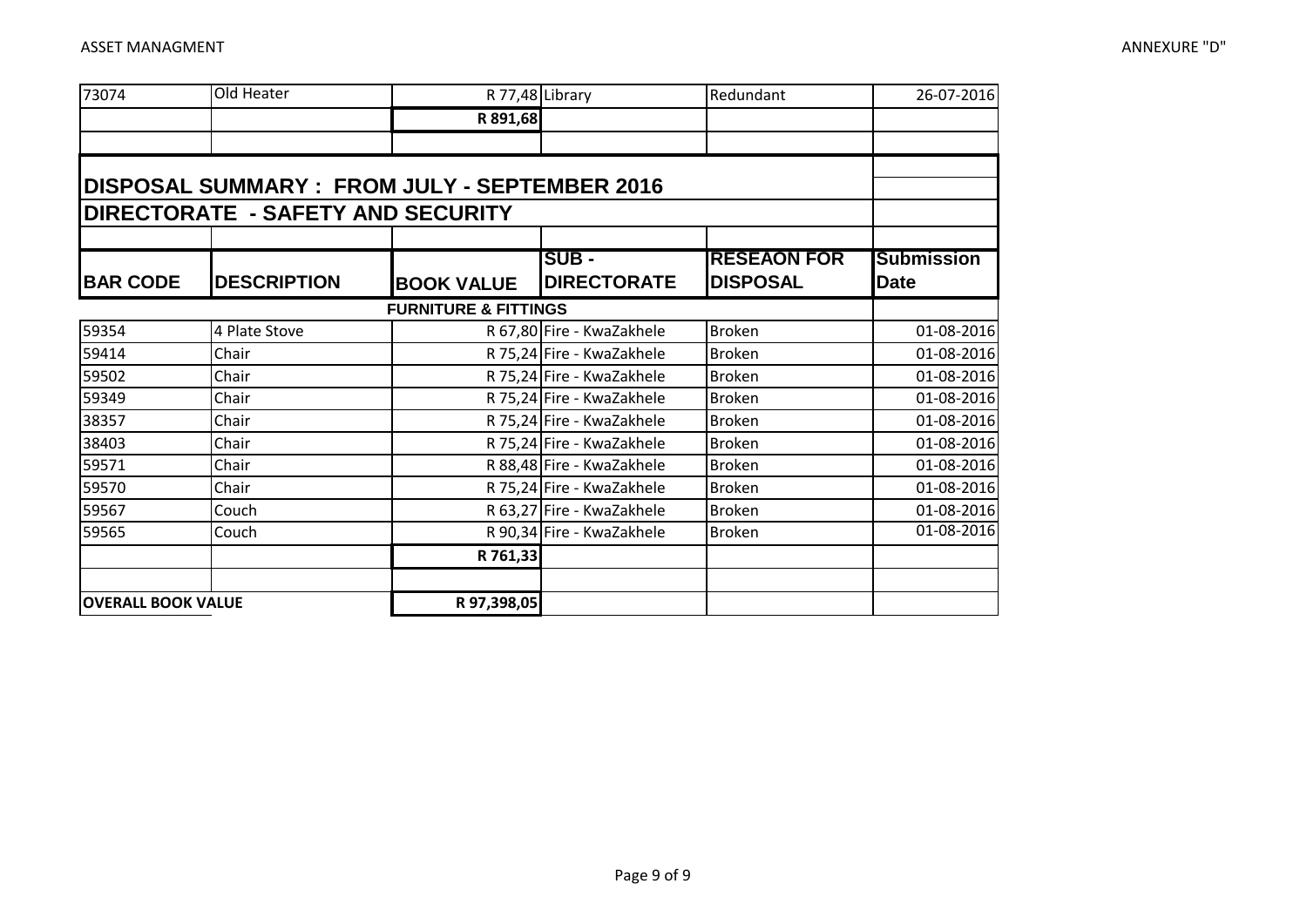| 73074 | Old Heater | R 77,48 | Library | Redundant | 26-07-2016 |
|---|---|---|---|---|---|
| | | **R 891,68** | | | |

## DISPOSAL SUMMARY : FROM JULY - SEPTEMBER 2016

## DIRECTORATE - SAFETY AND SECURITY

| BAR CODE | DESCRIPTION | BOOK VALUE | SUB - DIRECTORATE | RESEAON FOR DISPOSAL | Submission Date |
|---|---|---|---|---|---|
| | | **FURNITURE & FITTINGS** | | | |
| 59354 | 4 Plate Stove | R 67,80 | Fire - KwaZakhele | Broken | 01-08-2016 |
| 59414 | Chair | R 75,24 | Fire - KwaZakhele | Broken | 01-08-2016 |
| 59502 | Chair | R 75,24 | Fire - KwaZakhele | Broken | 01-08-2016 |
| 59349 | Chair | R 75,24 | Fire - KwaZakhele | Broken | 01-08-2016 |
| 38357 | Chair | R 75,24 | Fire - KwaZakhele | Broken | 01-08-2016 |
| 38403 | Chair | R 75,24 | Fire - KwaZakhele | Broken | 01-08-2016 |
| 59571 | Chair | R 88,48 | Fire - KwaZakhele | Broken | 01-08-2016 |
| 59570 | Chair | R 75,24 | Fire - KwaZakhele | Broken | 01-08-2016 |
| 59567 | Couch | R 63,27 | Fire - KwaZakhele | Broken | 01-08-2016 |
| 59565 | Couch | R 90,34 | Fire - KwaZakhele | Broken | 01-08-2016 |
| | | **R 761,33** | | | |
| | | | | | |
| **OVERALL BOOK VALUE** | | **R 97,398,05** | | | |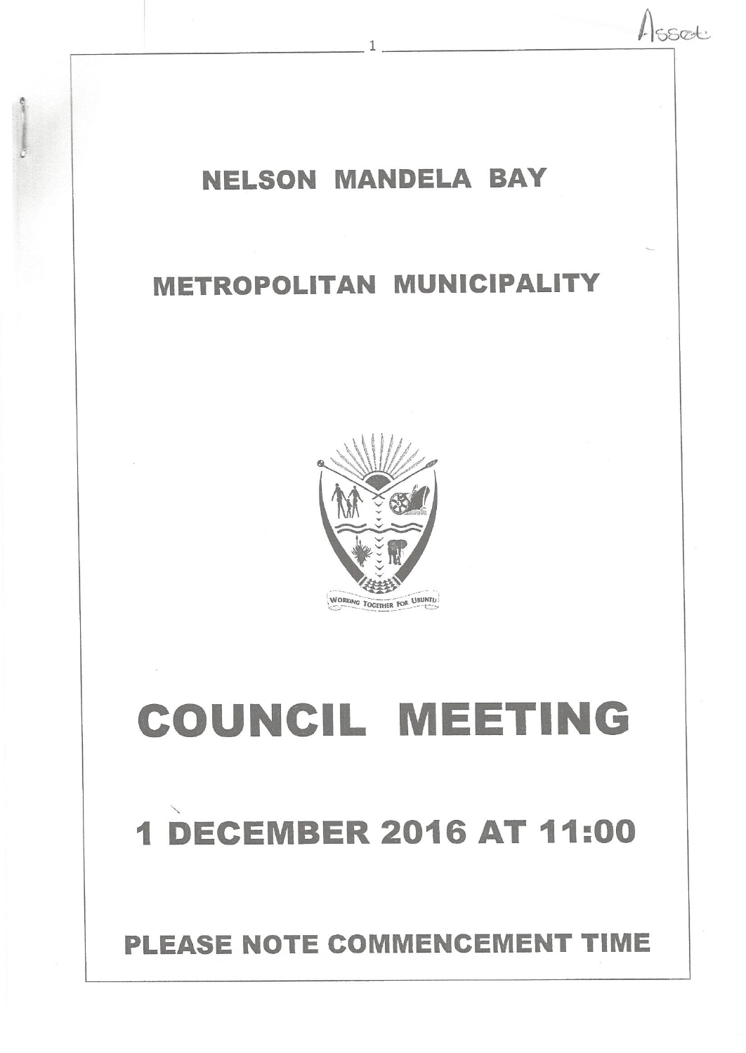# NELSON MANDELA BAY

# METROPOLITAN MUNICIPALITY

WORKING TOGETHER FOR UBUNTU

# COUNCIL MEETING

# 1 DECEMBER 2016 AT 11:00

## PLEASE NOTE COMMENCEMENT TIME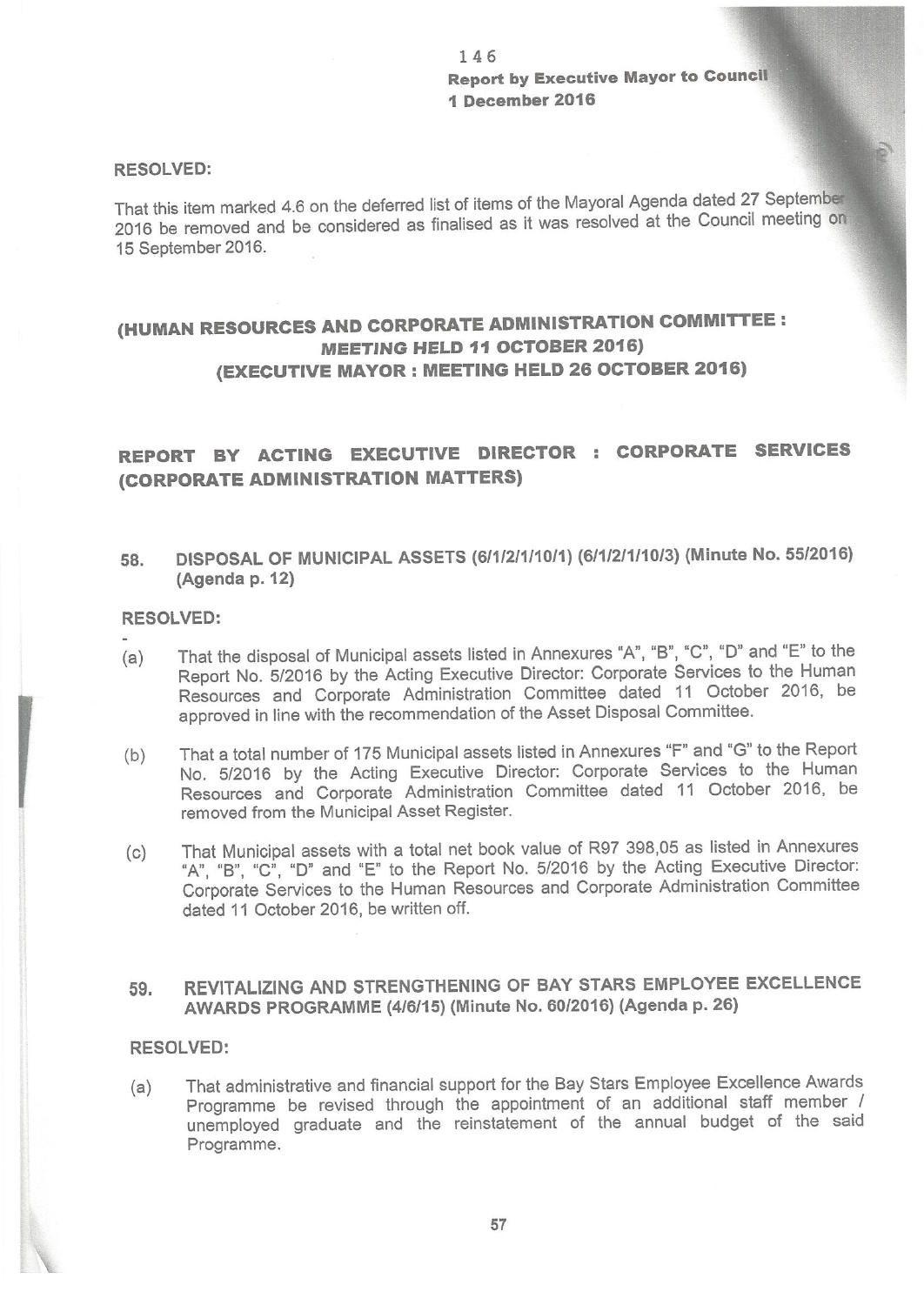**RESOLVED:**

That this item marked 4.6 on the deferred list of items of the Mayoral Agenda dated 27 September 2016 be removed and be considered as finalised as it was resolved at the Council meeting on 15 September 2016.

## (HUMAN RESOURCES AND CORPORATE ADMINISTRATION COMMITTEE : *MEETING HELD 11 OCTOBER 2016*) (EXECUTIVE MAYOR : MEETING HELD 26 OCTOBER 2016)

## REPORT BY ACTING EXECUTIVE DIRECTOR : CORPORATE SERVICES (CORPORATE ADMINISTRATION MATTERS)

### 58. DISPOSAL OF MUNICIPAL ASSETS (6/1/2/1/10/1) (6/1/2/1/10/3) (Minute No. 55/2016) (Agenda p. 12)

**RESOLVED:**

(a) That the disposal of Municipal assets listed in Annexures "A", "B", "C", "D" and "E" to the Report No. 5/2016 by the Acting Executive Director: Corporate Services to the Human Resources and Corporate Administration Committee dated 11 October 2016, be approved in line with the recommendation of the Asset Disposal Committee.

(b) That a total number of 175 Municipal assets listed in Annexures "F" and "G" to the Report No. 5/2016 by the Acting Executive Director: Corporate Services to the Human Resources and Corporate Administration Committee dated 11 October 2016, be removed from the Municipal Asset Register.

(c) That Municipal assets with a total net book value of R97 398,05 as listed in Annexures "A", "B", "C", "D" and "E" to the Report No. 5/2016 by the Acting Executive Director: Corporate Services to the Human Resources and Corporate Administration Committee dated 11 October 2016, be written off.

### 59. REVITALIZING AND STRENGTHENING OF BAY STARS EMPLOYEE EXCELLENCE AWARDS PROGRAMME (4/6/15) (Minute No. 60/2016) (Agenda p. 26)

**RESOLVED:**

(a) That administrative and financial support for the Bay Stars Employee Excellence Awards Programme be revised through the appointment of an additional staff member / unemployed graduate and the reinstatement of the annual budget of the said Programme.